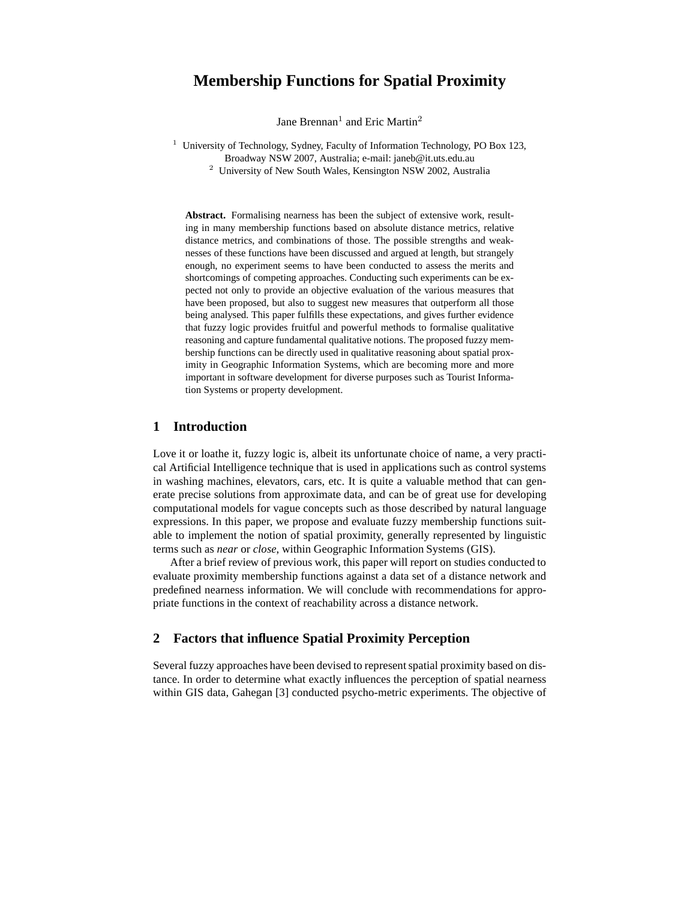# Membership Functions for Spatial Proximity

Jane Brennan[1] and Eric Martin[2]

[1] University of Technology, Sydney, Faculty of Information Technology, PO Box 123, Broadway NSW 2007, Australia; e-mail: janeb@it.uts.edu.au

[2] University of New South Wales, Kensington NSW 2002, Australia

**Abstract.** Formalising nearness has been the subject of extensive work, resulting in many membership functions based on absolute distance metrics, relative distance metrics, and combinations of those. The possible strengths and weaknesses of these functions have been discussed and argued at length, but strangely enough, no experiment seems to have been conducted to assess the merits and shortcomings of competing approaches. Conducting such experiments can be expected not only to provide an objective evaluation of the various measures that have been proposed, but also to suggest new measures that outperform all those being analysed. This paper fulfills these expectations, and gives further evidence that fuzzy logic provides fruitful and powerful methods to formalise qualitative reasoning and capture fundamental qualitative notions. The proposed fuzzy membership functions can be directly used in qualitative reasoning about spatial proximity in Geographic Information Systems, which are becoming more and more important in software development for diverse purposes such as Tourist Information Systems or property development.

## 1 Introduction

Love it or loathe it, fuzzy logic is, albeit its unfortunate choice of name, a very practical Artificial Intelligence technique that is used in applications such as control systems in washing machines, elevators, cars, etc. It is quite a valuable method that can generate precise solutions from approximate data, and can be of great use for developing computational models for vague concepts such as those described by natural language expressions. In this paper, we propose and evaluate fuzzy membership functions suitable to implement the notion of spatial proximity, generally represented by linguistic terms such as *near* or *close*, within Geographic Information Systems (GIS).

After a brief review of previous work, this paper will report on studies conducted to evaluate proximity membership functions against a data set of a distance network and predefined nearness information. We will conclude with recommendations for appropriate functions in the context of reachability across a distance network.

## 2 Factors that influence Spatial Proximity Perception

Several fuzzy approaches have been devised to represent spatial proximity based on distance. In order to determine what exactly influences the perception of spatial nearness within GIS data, Gahegan [3] conducted psycho-metric experiments. The objective of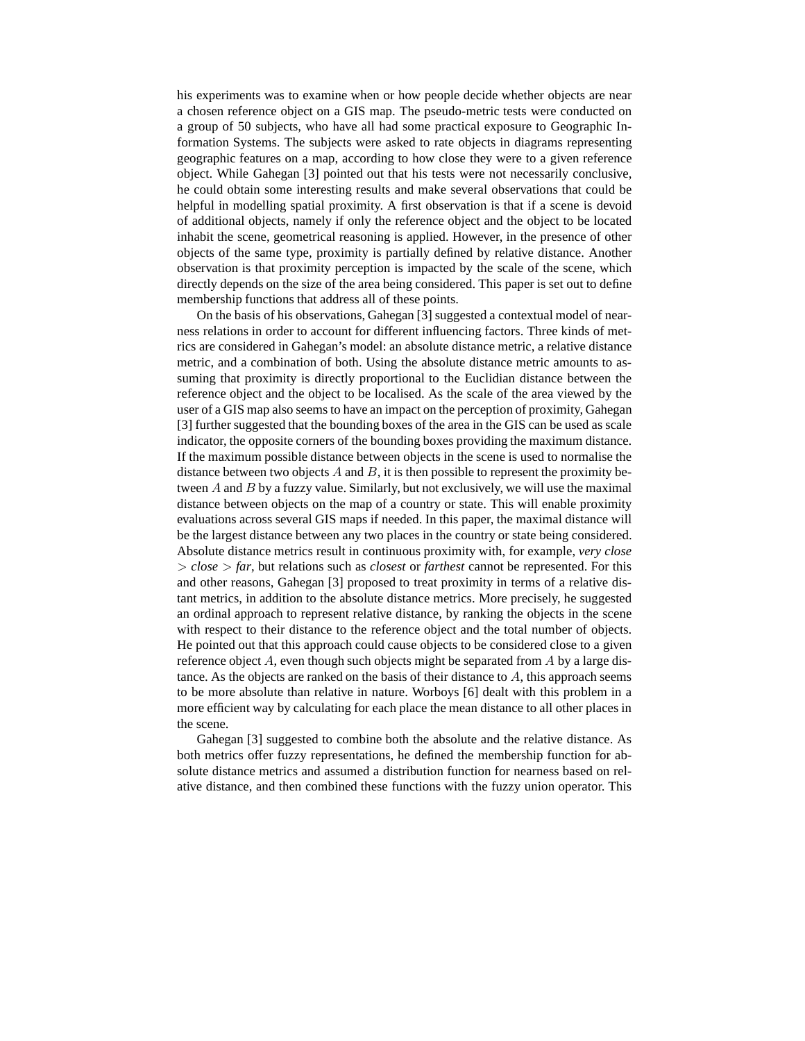his experiments was to examine when or how people decide whether objects are near a chosen reference object on a GIS map. The pseudo-metric tests were conducted on a group of 50 subjects, who have all had some practical exposure to Geographic Information Systems. The subjects were asked to rate objects in diagrams representing geographic features on a map, according to how close they were to a given reference object. While Gahegan [3] pointed out that his tests were not necessarily conclusive, he could obtain some interesting results and make several observations that could be helpful in modelling spatial proximity. A first observation is that if a scene is devoid of additional objects, namely if only the reference object and the object to be located inhabit the scene, geometrical reasoning is applied. However, in the presence of other objects of the same type, proximity is partially defined by relative distance. Another observation is that proximity perception is impacted by the scale of the scene, which directly depends on the size of the area being considered. This paper is set out to define membership functions that address all of these points.

On the basis of his observations, Gahegan [3] suggested a contextual model of nearness relations in order to account for different influencing factors. Three kinds of metrics are considered in Gahegan's model: an absolute distance metric, a relative distance metric, and a combination of both. Using the absolute distance metric amounts to assuming that proximity is directly proportional to the Euclidian distance between the reference object and the object to be localised. As the scale of the area viewed by the user of a GIS map also seems to have an impact on the perception of proximity, Gahegan [3] further suggested that the bounding boxes of the area in the GIS can be used as scale indicator, the opposite corners of the bounding boxes providing the maximum distance. If the maximum possible distance between objects in the scene is used to normalise the distance between two objects $A$ and $B$, it is then possible to represent the proximity between $A$ and $B$ by a fuzzy value. Similarly, but not exclusively, we will use the maximal distance between objects on the map of a country or state. This will enable proximity evaluations across several GIS maps if needed. In this paper, the maximal distance will be the largest distance between any two places in the country or state being considered. Absolute distance metrics result in continuous proximity with, for example, *very close* $>$ *close* $>$ *far*, but relations such as *closest* or *farthest* cannot be represented. For this and other reasons, Gahegan [3] proposed to treat proximity in terms of a relative distant metrics, in addition to the absolute distance metrics. More precisely, he suggested an ordinal approach to represent relative distance, by ranking the objects in the scene with respect to their distance to the reference object and the total number of objects. He pointed out that this approach could cause objects to be considered close to a given reference object $A$, even though such objects might be separated from $A$ by a large distance. As the objects are ranked on the basis of their distance to $A$, this approach seems to be more absolute than relative in nature. Worboys [6] dealt with this problem in a more efficient way by calculating for each place the mean distance to all other places in the scene.

Gahegan [3] suggested to combine both the absolute and the relative distance. As both metrics offer fuzzy representations, he defined the membership function for absolute distance metrics and assumed a distribution function for nearness based on relative distance, and then combined these functions with the fuzzy union operator. This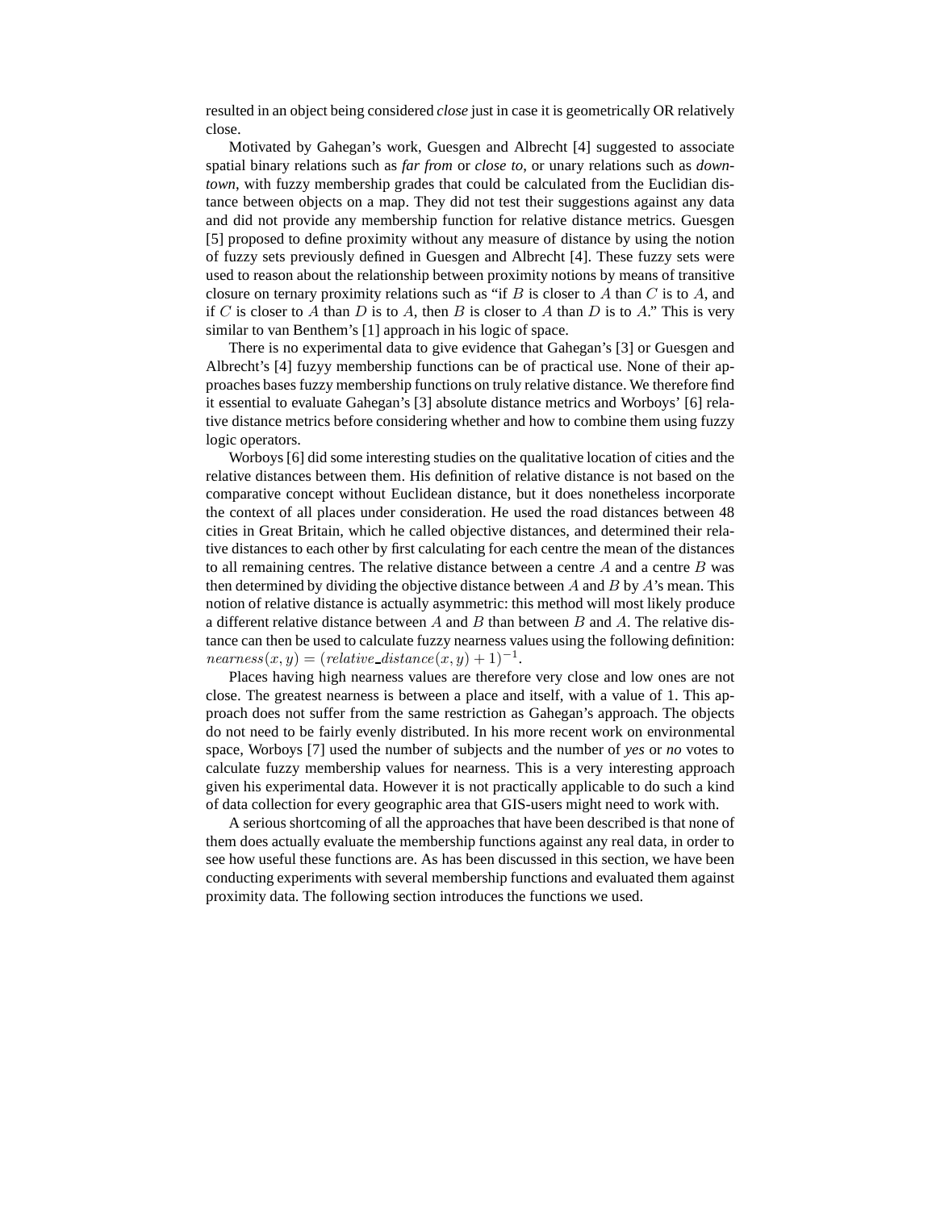resulted in an object being considered *close* just in case it is geometrically OR relatively close.

Motivated by Gahegan's work, Guesgen and Albrecht [4] suggested to associate spatial binary relations such as *far from* or *close to*, or unary relations such as *downtown*, with fuzzy membership grades that could be calculated from the Euclidian distance between objects on a map. They did not test their suggestions against any data and did not provide any membership function for relative distance metrics. Guesgen [5] proposed to define proximity without any measure of distance by using the notion of fuzzy sets previously defined in Guesgen and Albrecht [4]. These fuzzy sets were used to reason about the relationship between proximity notions by means of transitive closure on ternary proximity relations such as "if $B$ is closer to $A$ than $C$ is to $A$, and if $C$ is closer to $A$ than $D$ is to $A$, then $B$ is closer to $A$ than $D$ is to $A$." This is very similar to van Benthem's [1] approach in his logic of space.

There is no experimental data to give evidence that Gahegan's [3] or Guesgen and Albrecht's [4] fuzyy membership functions can be of practical use. None of their approaches bases fuzzy membership functions on truly relative distance. We therefore find it essential to evaluate Gahegan's [3] absolute distance metrics and Worboys' [6] relative distance metrics before considering whether and how to combine them using fuzzy logic operators.

Worboys [6] did some interesting studies on the qualitative location of cities and the relative distances between them. His definition of relative distance is not based on the comparative concept without Euclidean distance, but it does nonetheless incorporate the context of all places under consideration. He used the road distances between 48 cities in Great Britain, which he called objective distances, and determined their relative distances to each other by first calculating for each centre the mean of the distances to all remaining centres. The relative distance between a centre $A$ and a centre $B$ was then determined by dividing the objective distance between $A$ and $B$ by $A$'s mean. This notion of relative distance is actually asymmetric: this method will most likely produce a different relative distance between $A$ and $B$ than between $B$ and $A$. The relative distance can then be used to calculate fuzzy nearness values using the following definition: $nearness(x, y) = (relative\_distance(x, y) + 1)^{-1}$.

Places having high nearness values are therefore very close and low ones are not close. The greatest nearness is between a place and itself, with a value of 1. This approach does not suffer from the same restriction as Gahegan's approach. The objects do not need to be fairly evenly distributed. In his more recent work on environmental space, Worboys [7] used the number of subjects and the number of *yes* or *no* votes to calculate fuzzy membership values for nearness. This is a very interesting approach given his experimental data. However it is not practically applicable to do such a kind of data collection for every geographic area that GIS-users might need to work with.

A serious shortcoming of all the approaches that have been described is that none of them does actually evaluate the membership functions against any real data, in order to see how useful these functions are. As has been discussed in this section, we have been conducting experiments with several membership functions and evaluated them against proximity data. The following section introduces the functions we used.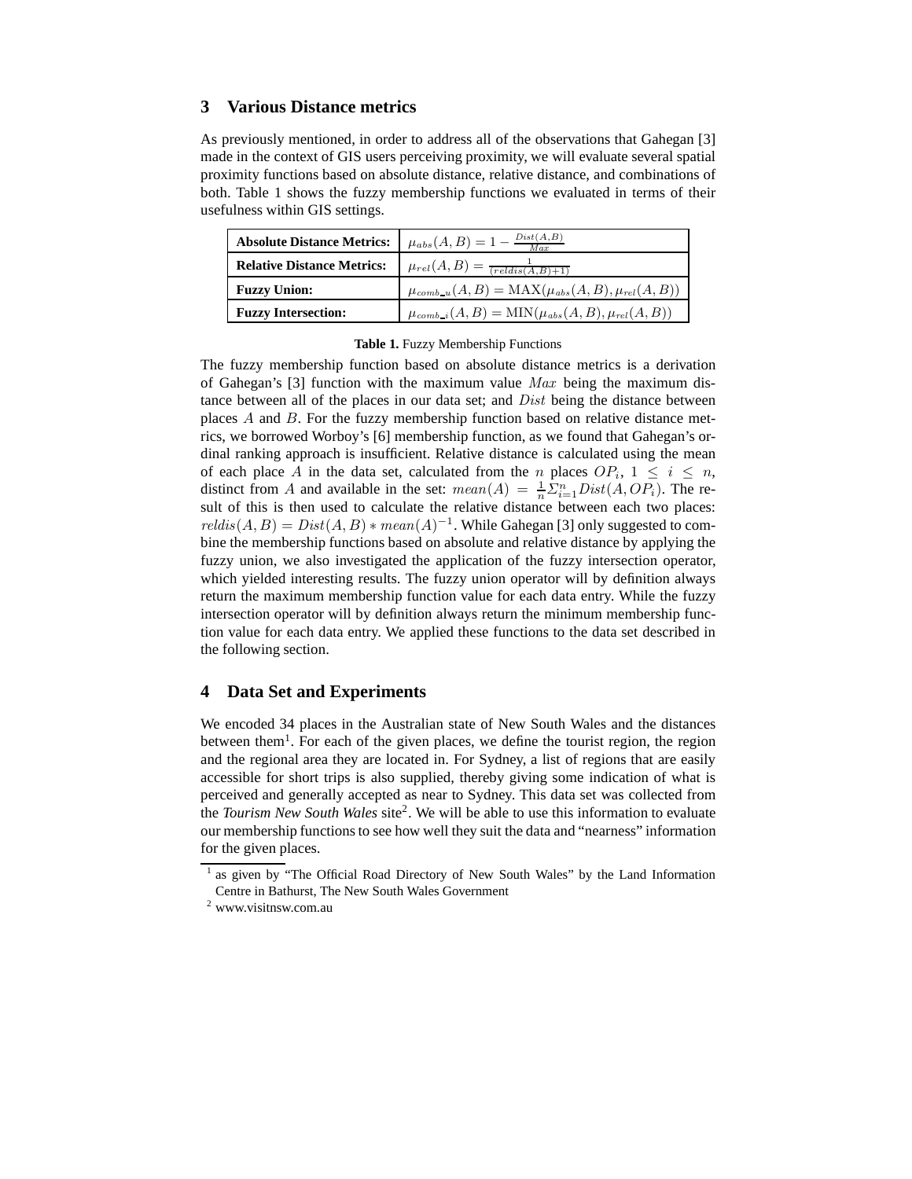## 3 Various Distance metrics

As previously mentioned, in order to address all of the observations that Gahegan [3] made in the context of GIS users perceiving proximity, we will evaluate several spatial proximity functions based on absolute distance, relative distance, and combinations of both. Table 1 shows the fuzzy membership functions we evaluated in terms of their usefulness within GIS settings.

| | |
|---|---|
| **Absolute Distance Metrics:** | $\mu_{abs}(A, B) = 1 - \frac{Dist(A,B)}{Max}$ |
| **Relative Distance Metrics:** | $\mu_{rel}(A, B) = \frac{1}{(reldis(A,B)+1)}$ |
| **Fuzzy Union:** | $\mu_{comb\_u}(A, B) = \mathrm{MAX}(\mu_{abs}(A, B), \mu_{rel}(A, B))$ |
| **Fuzzy Intersection:** | $\mu_{comb\_i}(A, B) = \mathrm{MIN}(\mu_{abs}(A, B), \mu_{rel}(A, B))$ |

**Table 1.** Fuzzy Membership Functions

The fuzzy membership function based on absolute distance metrics is a derivation of Gahegan's [3] function with the maximum value $Max$ being the maximum distance between all of the places in our data set; and $Dist$ being the distance between places $A$ and $B$. For the fuzzy membership function based on relative distance metrics, we borrowed Worboy's [6] membership function, as we found that Gahegan's ordinal ranking approach is insufficient. Relative distance is calculated using the mean of each place $A$ in the data set, calculated from the $n$ places $OP_i$, $1 \leq i \leq n$, distinct from $A$ and available in the set: $mean(A) = \frac{1}{n}\Sigma_{i=1}^{n} Dist(A, OP_i)$. The result of this is then used to calculate the relative distance between each two places: $reldis(A, B) = Dist(A, B) * mean(A)^{-1}$. While Gahegan [3] only suggested to combine the membership functions based on absolute and relative distance by applying the fuzzy union, we also investigated the application of the fuzzy intersection operator, which yielded interesting results. The fuzzy union operator will by definition always return the maximum membership function value for each data entry. While the fuzzy intersection operator will by definition always return the minimum membership function value for each data entry. We applied these functions to the data set described in the following section.

## 4 Data Set and Experiments

We encoded 34 places in the Australian state of New South Wales and the distances between them[1]. For each of the given places, we define the tourist region, the region and the regional area they are located in. For Sydney, a list of regions that are easily accessible for short trips is also supplied, thereby giving some indication of what is perceived and generally accepted as near to Sydney. This data set was collected from the *Tourism New South Wales* site[2]. We will be able to use this information to evaluate our membership functions to see how well they suit the data and "nearness" information for the given places.

[1] as given by "The Official Road Directory of New South Wales" by the Land Information Centre in Bathurst, The New South Wales Government

[2] www.visitnsw.com.au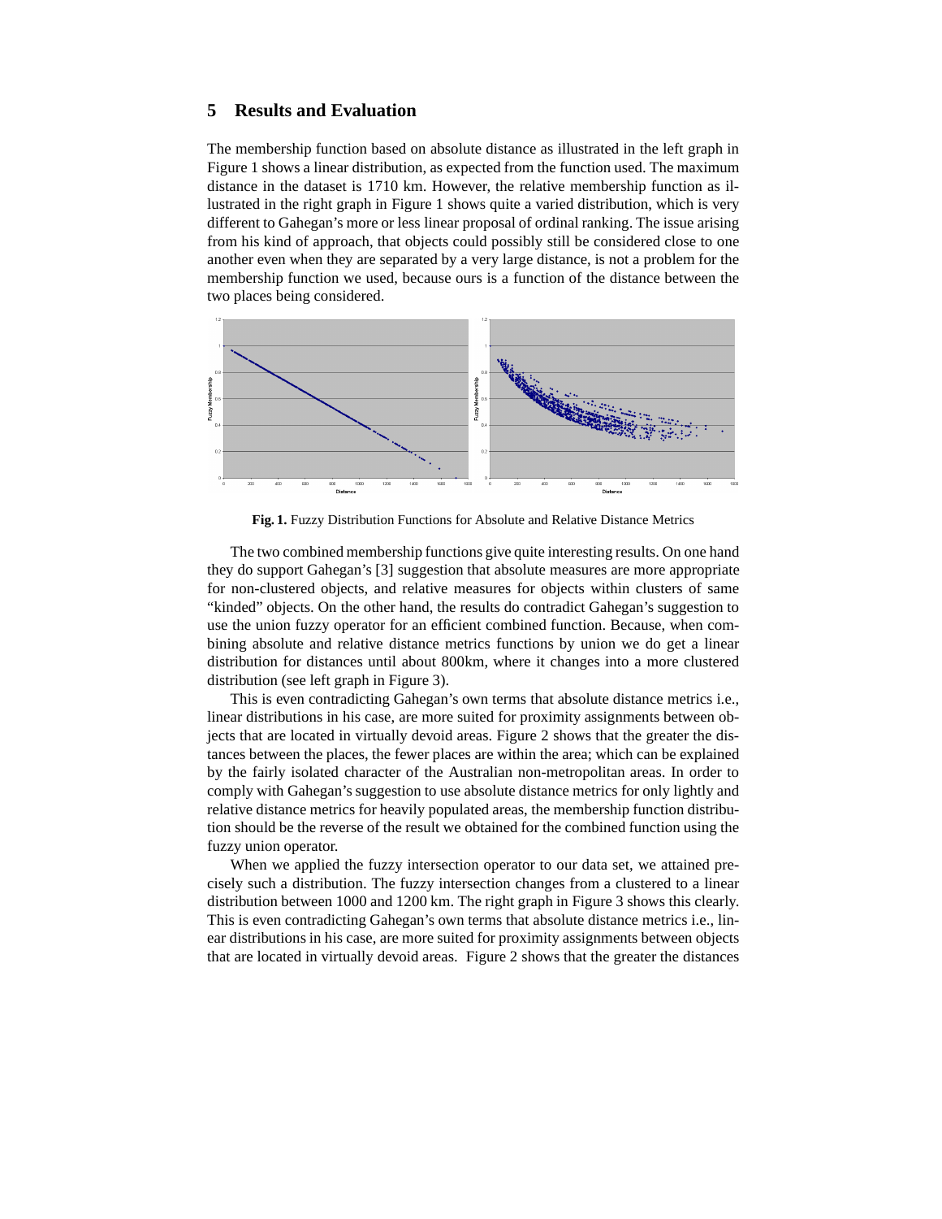## 5 Results and Evaluation

The membership function based on absolute distance as illustrated in the left graph in Figure 1 shows a linear distribution, as expected from the function used. The maximum distance in the dataset is 1710 km. However, the relative membership function as illustrated in the right graph in Figure 1 shows quite a varied distribution, which is very different to Gahegan's more or less linear proposal of ordinal ranking. The issue arising from his kind of approach, that objects could possibly still be considered close to one another even when they are separated by a very large distance, is not a problem for the membership function we used, because ours is a function of the distance between the two places being considered.

1.2
1
0.8
0.6
0.4
0.2
0
Fuzzy Membership
0 200 400 600 800 1000 1200 1400 1600 1800
Distance

1.2
1
0.8
0.6
0.4
0.2
0
Fuzzy Membership
0 200 400 600 800 1000 1200 1400 1600 1800
Distance

**Fig. 1.** Fuzzy Distribution Functions for Absolute and Relative Distance Metrics

The two combined membership functions give quite interesting results. On one hand they do support Gahegan's [3] suggestion that absolute measures are more appropriate for non-clustered objects, and relative measures for objects within clusters of same "kinded" objects. On the other hand, the results do contradict Gahegan's suggestion to use the union fuzzy operator for an efficient combined function. Because, when combining absolute and relative distance metrics functions by union we do get a linear distribution for distances until about 800km, where it changes into a more clustered distribution (see left graph in Figure 3).

This is even contradicting Gahegan's own terms that absolute distance metrics i.e., linear distributions in his case, are more suited for proximity assignments between objects that are located in virtually devoid areas. Figure 2 shows that the greater the distances between the places, the fewer places are within the area; which can be explained by the fairly isolated character of the Australian non-metropolitan areas. In order to comply with Gahegan's suggestion to use absolute distance metrics for only lightly and relative distance metrics for heavily populated areas, the membership function distribution should be the reverse of the result we obtained for the combined function using the fuzzy union operator.

When we applied the fuzzy intersection operator to our data set, we attained precisely such a distribution. The fuzzy intersection changes from a clustered to a linear distribution between 1000 and 1200 km. The right graph in Figure 3 shows this clearly. This is even contradicting Gahegan's own terms that absolute distance metrics i.e., linear distributions in his case, are more suited for proximity assignments between objects that are located in virtually devoid areas. Figure 2 shows that the greater the distances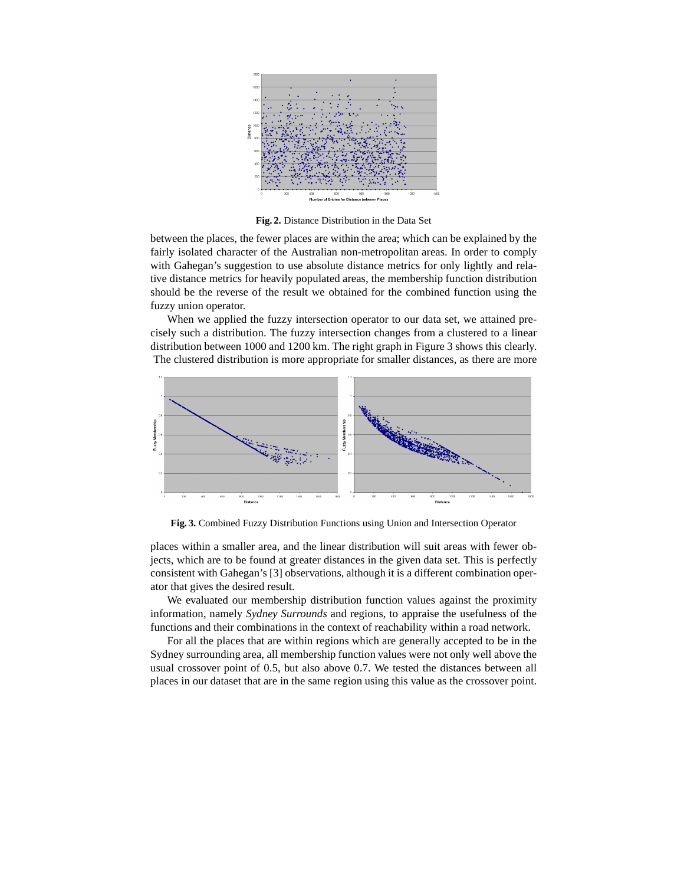**Fig. 2.** Distance Distribution in the Data Set

between the places, the fewer places are within the area; which can be explained by the fairly isolated character of the Australian non-metropolitan areas. In order to comply with Gahegan's suggestion to use absolute distance metrics for only lightly and relative distance metrics for heavily populated areas, the membership function distribution should be the reverse of the result we obtained for the combined function using the fuzzy union operator.

When we applied the fuzzy intersection operator to our data set, we attained precisely such a distribution. The fuzzy intersection changes from a clustered to a linear distribution between 1000 and 1200 km. The right graph in Figure 3 shows this clearly. The clustered distribution is more appropriate for smaller distances, as there are more places within a smaller area, and the linear distribution will suit areas with fewer objects, which are to be found at greater distances in the given data set. This is perfectly consistent with Gahegan's [3] observations, although it is a different combination operator that gives the desired result.

**Fig. 3.** Combined Fuzzy Distribution Functions using Union and Intersection Operator

We evaluated our membership distribution function values against the proximity information, namely *Sydney Surrounds* and regions, to appraise the usefulness of the functions and their combinations in the context of reachability within a road network.

For all the places that are within regions which are generally accepted to be in the Sydney surrounding area, all membership function values were not only well above the usual crossover point of 0.5, but also above 0.7. We tested the distances between all places in our dataset that are in the same region using this value as the crossover point.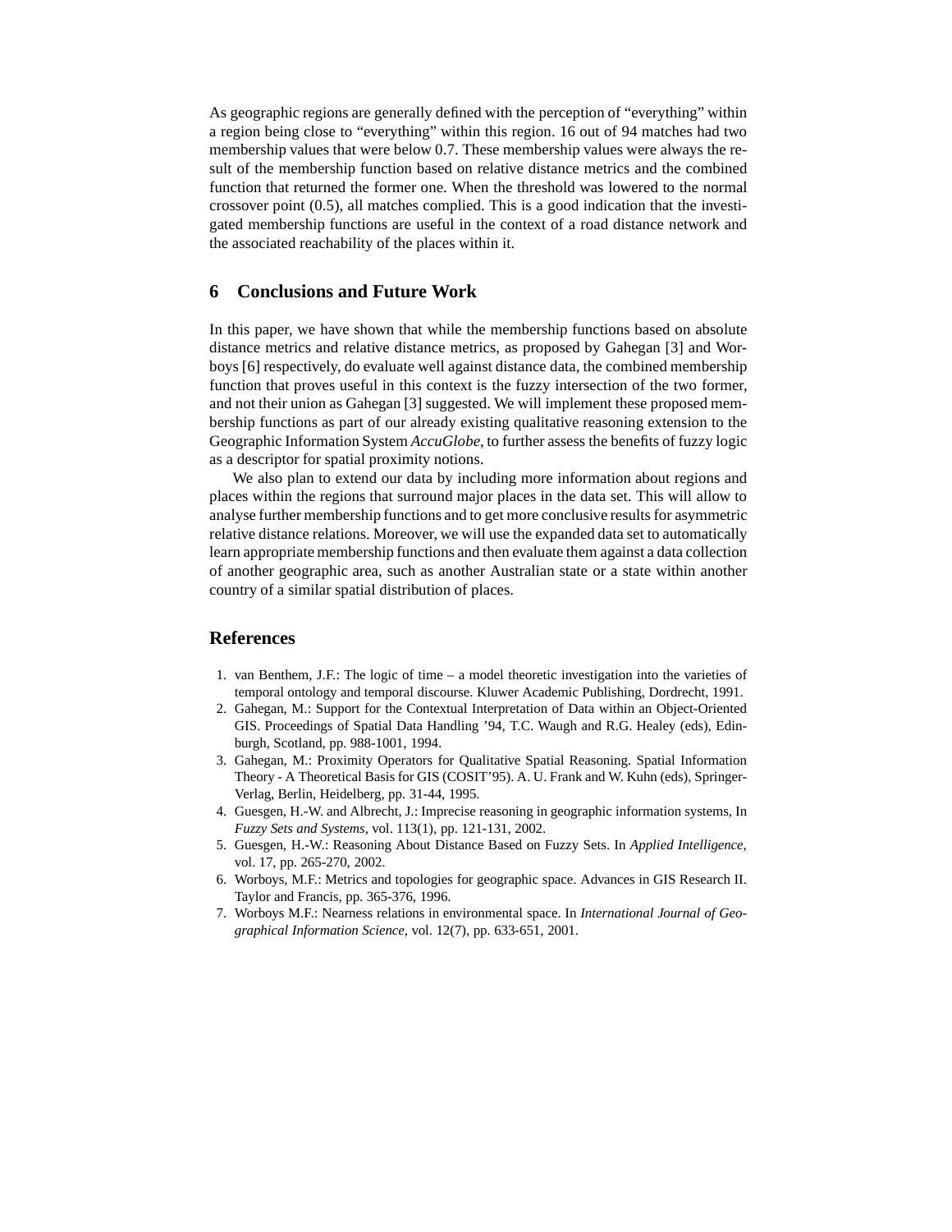As geographic regions are generally defined with the perception of “everything” within a region being close to “everything” within this region. 16 out of 94 matches had two membership values that were below 0.7. These membership values were always the result of the membership function based on relative distance metrics and the combined function that returned the former one. When the threshold was lowered to the normal crossover point (0.5), all matches complied. This is a good indication that the investigated membership functions are useful in the context of a road distance network and the associated reachability of the places within it.

## 6 Conclusions and Future Work

In this paper, we have shown that while the membership functions based on absolute distance metrics and relative distance metrics, as proposed by Gahegan [3] and Worboys [6] respectively, do evaluate well against distance data, the combined membership function that proves useful in this context is the fuzzy intersection of the two former, and not their union as Gahegan [3] suggested. We will implement these proposed membership functions as part of our already existing qualitative reasoning extension to the Geographic Information System *AccuGlobe*, to further assess the benefits of fuzzy logic as a descriptor for spatial proximity notions.

We also plan to extend our data by including more information about regions and places within the regions that surround major places in the data set. This will allow to analyse further membership functions and to get more conclusive results for asymmetric relative distance relations. Moreover, we will use the expanded data set to automatically learn appropriate membership functions and then evaluate them against a data collection of another geographic area, such as another Australian state or a state within another country of a similar spatial distribution of places.

## References

1. van Benthem, J.F.: The logic of time – a model theoretic investigation into the varieties of temporal ontology and temporal discourse. Kluwer Academic Publishing, Dordrecht, 1991.
2. Gahegan, M.: Support for the Contextual Interpretation of Data within an Object-Oriented GIS. Proceedings of Spatial Data Handling ’94, T.C. Waugh and R.G. Healey (eds), Edinburgh, Scotland, pp. 988-1001, 1994.
3. Gahegan, M.: Proximity Operators for Qualitative Spatial Reasoning. Spatial Information Theory - A Theoretical Basis for GIS (COSIT’95). A. U. Frank and W. Kuhn (eds), Springer-Verlag, Berlin, Heidelberg, pp. 31-44, 1995.
4. Guesgen, H.-W. and Albrecht, J.: Imprecise reasoning in geographic information systems, In *Fuzzy Sets and Systems*, vol. 113(1), pp. 121-131, 2002.
5. Guesgen, H.-W.: Reasoning About Distance Based on Fuzzy Sets. In *Applied Intelligence*, vol. 17, pp. 265-270, 2002.
6. Worboys, M.F.: Metrics and topologies for geographic space. Advances in GIS Research II. Taylor and Francis, pp. 365-376, 1996.
7. Worboys M.F.: Nearness relations in environmental space. In *International Journal of Geographical Information Science*, vol. 12(7), pp. 633-651, 2001.